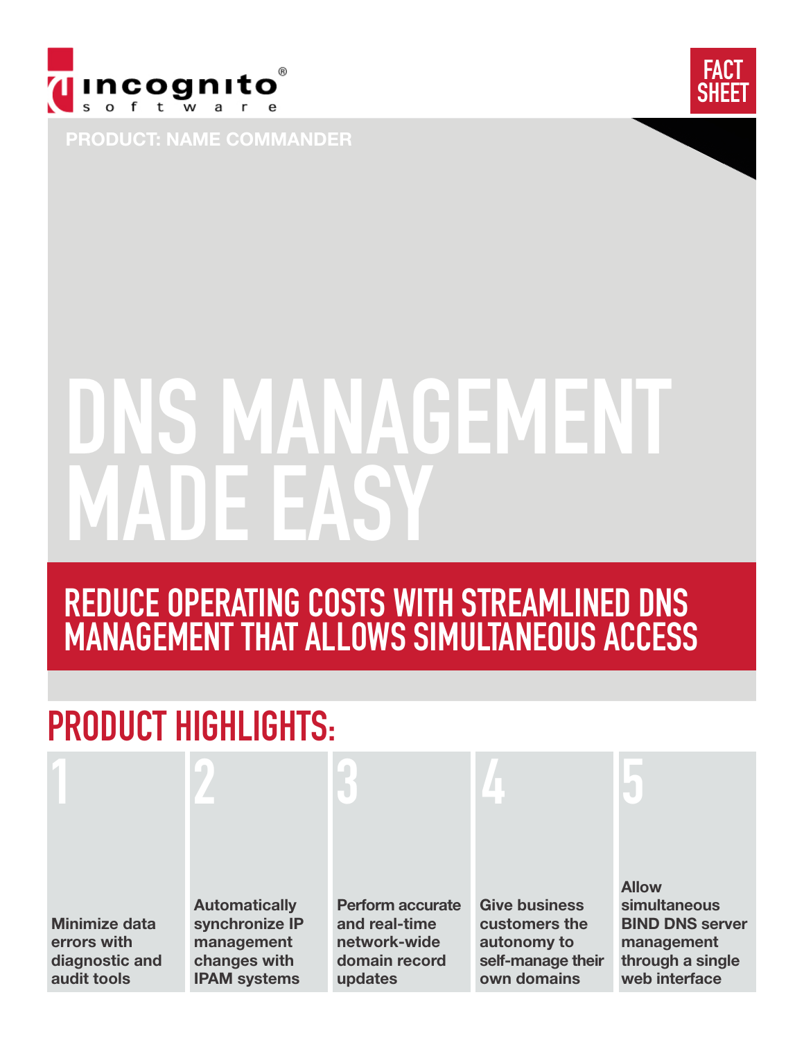incognito software

FACT SHEET

PRODUCT: NAME COMMANDER

# DNS MANAGEMENT MADE EASY

## REDUCE OPERATING COSTS WITH STREAMLINED DNS MANAGEMENT THAT ALLOWS SIMULTANEOUS ACCESS

## PRODUCT HIGHLIGHTS:

1. **Minimize data errors with diagnostic and audit tools**
2. **Automatically synchronize IP management changes with IPAM systems**
3. **Perform accurate and real-time network-wide domain record updates**
4. **Give business customers the autonomy to self-manage their own domains**
5. **Allow simultaneous BIND DNS server management through a single web interface**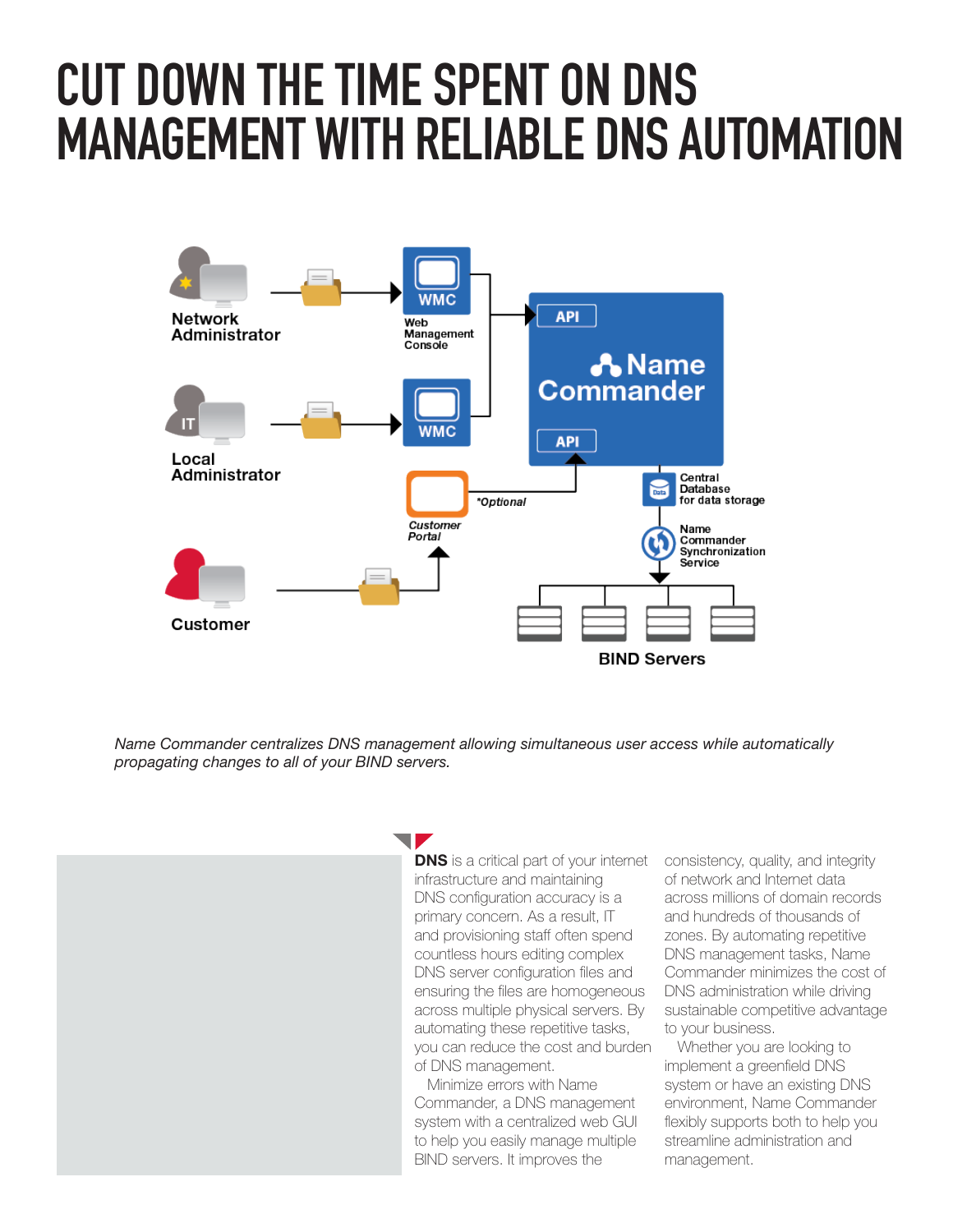# CUT DOWN THE TIME SPENT ON DNS MANAGEMENT WITH RELIABLE DNS AUTOMATION

*Name Commander centralizes DNS management allowing simultaneous user access while automatically propagating changes to all of your BIND servers.*

**DNS** is a critical part of your internet infrastructure and maintaining DNS configuration accuracy is a primary concern. As a result, IT and provisioning staff often spend countless hours editing complex DNS server configuration files and ensuring the files are homogeneous across multiple physical servers. By automating these repetitive tasks, you can reduce the cost and burden of DNS management.

Minimize errors with Name Commander, a DNS management system with a centralized web GUI to help you easily manage multiple BIND servers. It improves the consistency, quality, and integrity of network and Internet data across millions of domain records and hundreds of thousands of zones. By automating repetitive DNS management tasks, Name Commander minimizes the cost of DNS administration while driving sustainable competitive advantage to your business.

Whether you are looking to implement a greenfield DNS system or have an existing DNS environment, Name Commander flexibly supports both to help you streamline administration and management.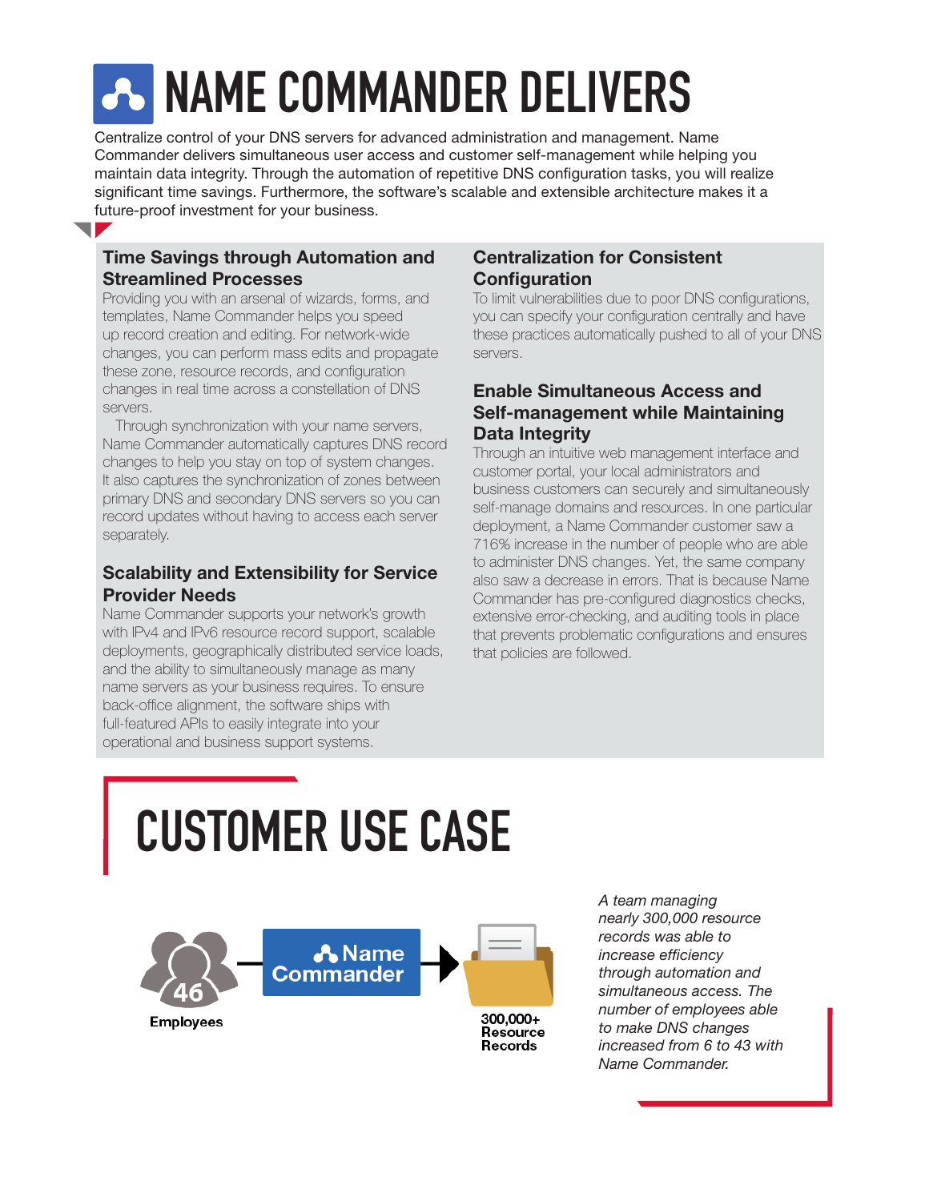# NAME COMMANDER DELIVERS

Centralize control of your DNS servers for advanced administration and management. Name Commander delivers simultaneous user access and customer self-management while helping you maintain data integrity. Through the automation of repetitive DNS configuration tasks, you will realize significant time savings. Furthermore, the software's scalable and extensible architecture makes it a future-proof investment for your business.

### Time Savings through Automation and Streamlined Processes

Providing you with an arsenal of wizards, forms, and templates, Name Commander helps you speed up record creation and editing. For network-wide changes, you can perform mass edits and propagate these zone, resource records, and configuration changes in real time across a constellation of DNS servers.

Through synchronization with your name servers, Name Commander automatically captures DNS record changes to help you stay on top of system changes. It also captures the synchronization of zones between primary DNS and secondary DNS servers so you can record updates without having to access each server separately.

### Scalability and Extensibility for Service Provider Needs

Name Commander supports your network's growth with IPv4 and IPv6 resource record support, scalable deployments, geographically distributed service loads, and the ability to simultaneously manage as many name servers as your business requires. To ensure back-office alignment, the software ships with full-featured APIs to easily integrate into your operational and business support systems.

### Centralization for Consistent Configuration

To limit vulnerabilities due to poor DNS configurations, you can specify your configuration centrally and have these practices automatically pushed to all of your DNS servers.

### Enable Simultaneous Access and Self-management while Maintaining Data Integrity

Through an intuitive web management interface and customer portal, your local administrators and business customers can securely and simultaneously self-manage domains and resources. In one particular deployment, a Name Commander customer saw a 716% increase in the number of people who are able to administer DNS changes. Yet, the same company also saw a decrease in errors. That is because Name Commander has pre-configured diagnostics checks, extensive error-checking, and auditing tools in place that prevents problematic configurations and ensures that policies are followed.

# CUSTOMER USE CASE

46

Employees

Name Commander

300,000+ Resource Records

*A team managing nearly 300,000 resource records was able to increase efficiency through automation and simultaneous access. The number of employees able to make DNS changes increased from 6 to 43 with Name Commander.*